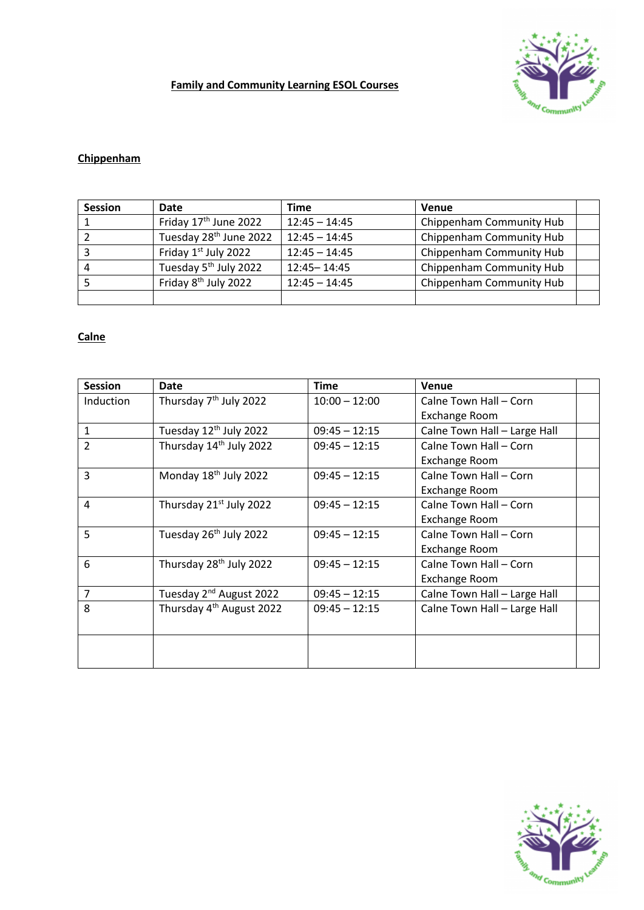# Family and Community Learning ESOL Courses

## Chippenham

| Session | Date | Time | Venue | |
|---|---|---|---|---|
| 1 | Friday 17th June 2022 | 12:45 – 14:45 | Chippenham Community Hub | |
| 2 | Tuesday 28th June 2022 | 12:45 – 14:45 | Chippenham Community Hub | |
| 3 | Friday 1st July 2022 | 12:45 – 14:45 | Chippenham Community Hub | |
| 4 | Tuesday 5th July 2022 | 12:45– 14:45 | Chippenham Community Hub | |
| 5 | Friday 8th July 2022 | 12:45 – 14:45 | Chippenham Community Hub | |
| | | | | |

## Calne

| Session | Date | Time | Venue | |
|---|---|---|---|---|
| Induction | Thursday 7th July 2022 | 10:00 – 12:00 | Calne Town Hall – Corn Exchange Room | |
| 1 | Tuesday 12th July 2022 | 09:45 – 12:15 | Calne Town Hall – Large Hall | |
| 2 | Thursday 14th July 2022 | 09:45 – 12:15 | Calne Town Hall – Corn Exchange Room | |
| 3 | Monday 18th July 2022 | 09:45 – 12:15 | Calne Town Hall – Corn Exchange Room | |
| 4 | Thursday 21st July 2022 | 09:45 – 12:15 | Calne Town Hall – Corn Exchange Room | |
| 5 | Tuesday 26th July 2022 | 09:45 – 12:15 | Calne Town Hall – Corn Exchange Room | |
| 6 | Thursday 28th July 2022 | 09:45 – 12:15 | Calne Town Hall – Corn Exchange Room | |
| 7 | Tuesday 2nd August 2022 | 09:45 – 12:15 | Calne Town Hall – Large Hall | |
| 8 | Thursday 4th August 2022 | 09:45 – 12:15 | Calne Town Hall – Large Hall | |
| | | | | |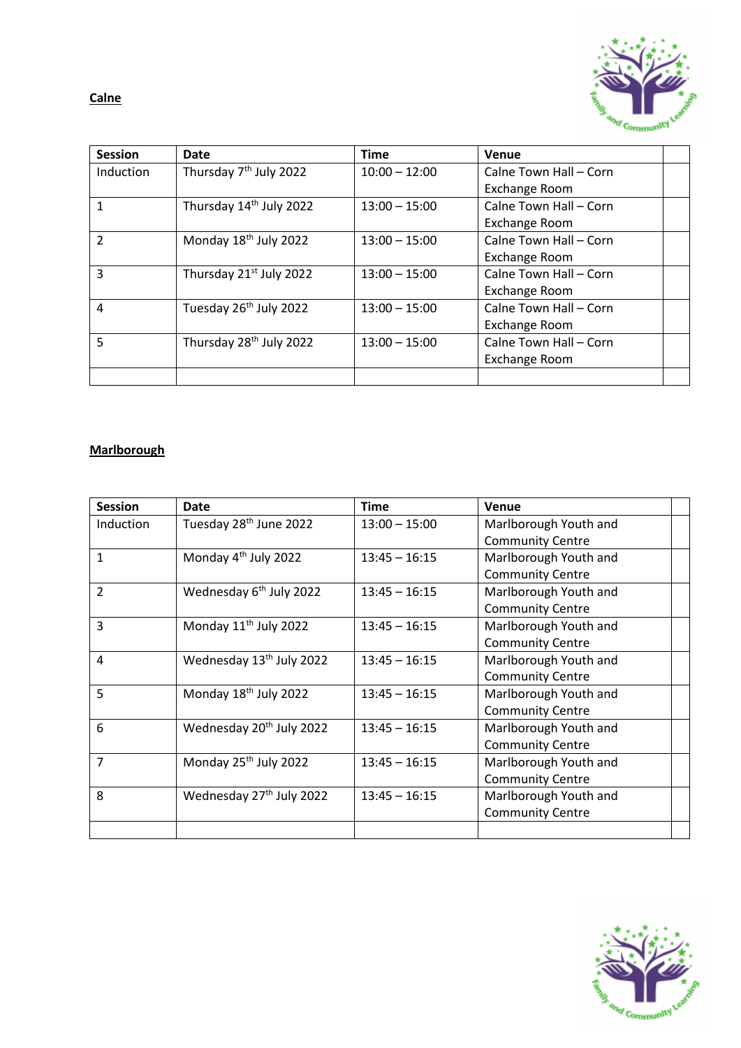**Calne**

| Session | Date | Time | Venue | |
|---|---|---|---|---|
| Induction | Thursday 7th July 2022 | 10:00 – 12:00 | Calne Town Hall – Corn Exchange Room | |
| 1 | Thursday 14th July 2022 | 13:00 – 15:00 | Calne Town Hall – Corn Exchange Room | |
| 2 | Monday 18th July 2022 | 13:00 – 15:00 | Calne Town Hall – Corn Exchange Room | |
| 3 | Thursday 21st July 2022 | 13:00 – 15:00 | Calne Town Hall – Corn Exchange Room | |
| 4 | Tuesday 26th July 2022 | 13:00 – 15:00 | Calne Town Hall – Corn Exchange Room | |
| 5 | Thursday 28th July 2022 | 13:00 – 15:00 | Calne Town Hall – Corn Exchange Room | |
| | | | | |

**Marlborough**

| Session | Date | Time | Venue | |
|---|---|---|---|---|
| Induction | Tuesday 28th June 2022 | 13:00 – 15:00 | Marlborough Youth and Community Centre | |
| 1 | Monday 4th July 2022 | 13:45 – 16:15 | Marlborough Youth and Community Centre | |
| 2 | Wednesday 6th July 2022 | 13:45 – 16:15 | Marlborough Youth and Community Centre | |
| 3 | Monday 11th July 2022 | 13:45 – 16:15 | Marlborough Youth and Community Centre | |
| 4 | Wednesday 13th July 2022 | 13:45 – 16:15 | Marlborough Youth and Community Centre | |
| 5 | Monday 18th July 2022 | 13:45 – 16:15 | Marlborough Youth and Community Centre | |
| 6 | Wednesday 20th July 2022 | 13:45 – 16:15 | Marlborough Youth and Community Centre | |
| 7 | Monday 25th July 2022 | 13:45 – 16:15 | Marlborough Youth and Community Centre | |
| 8 | Wednesday 27th July 2022 | 13:45 – 16:15 | Marlborough Youth and Community Centre | |
| | | | | |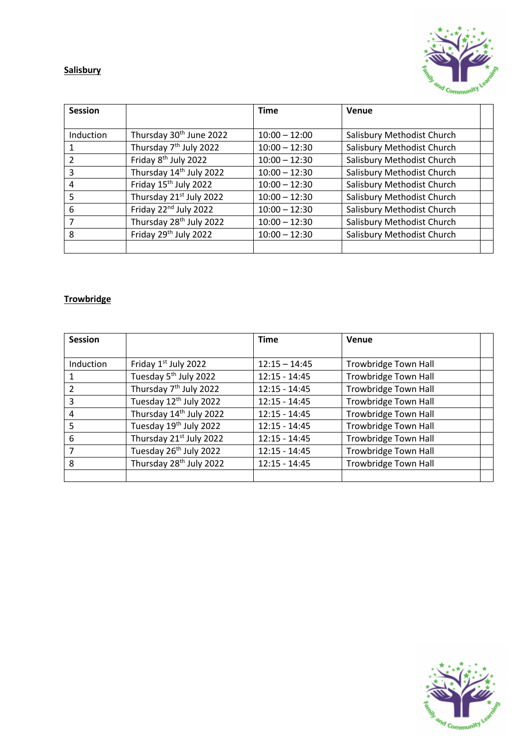**Salisbury**

| Session | | Time | Venue | |
|---|---|---|---|---|
| Induction | Thursday 30th June 2022 | 10:00 – 12:00 | Salisbury Methodist Church | |
| 1 | Thursday 7th July 2022 | 10:00 – 12:30 | Salisbury Methodist Church | |
| 2 | Friday 8th July 2022 | 10:00 – 12:30 | Salisbury Methodist Church | |
| 3 | Thursday 14th July 2022 | 10:00 – 12:30 | Salisbury Methodist Church | |
| 4 | Friday 15th July 2022 | 10:00 – 12:30 | Salisbury Methodist Church | |
| 5 | Thursday 21st July 2022 | 10:00 – 12:30 | Salisbury Methodist Church | |
| 6 | Friday 22nd July 2022 | 10:00 – 12:30 | Salisbury Methodist Church | |
| 7 | Thursday 28th July 2022 | 10:00 – 12:30 | Salisbury Methodist Church | |
| 8 | Friday 29th July 2022 | 10:00 – 12:30 | Salisbury Methodist Church | |
| | | | | |

**Trowbridge**

| Session | | Time | Venue | |
|---|---|---|---|---|
| Induction | Friday 1st July 2022 | 12:15 – 14:45 | Trowbridge Town Hall | |
| 1 | Tuesday 5th July 2022 | 12:15 - 14:45 | Trowbridge Town Hall | |
| 2 | Thursday 7th July 2022 | 12:15 - 14:45 | Trowbridge Town Hall | |
| 3 | Tuesday 12th July 2022 | 12:15 - 14:45 | Trowbridge Town Hall | |
| 4 | Thursday 14th July 2022 | 12:15 - 14:45 | Trowbridge Town Hall | |
| 5 | Tuesday 19th July 2022 | 12:15 - 14:45 | Trowbridge Town Hall | |
| 6 | Thursday 21st July 2022 | 12:15 - 14:45 | Trowbridge Town Hall | |
| 7 | Tuesday 26th July 2022 | 12:15 - 14:45 | Trowbridge Town Hall | |
| 8 | Thursday 28th July 2022 | 12:15 - 14:45 | Trowbridge Town Hall | |
| | | | | |